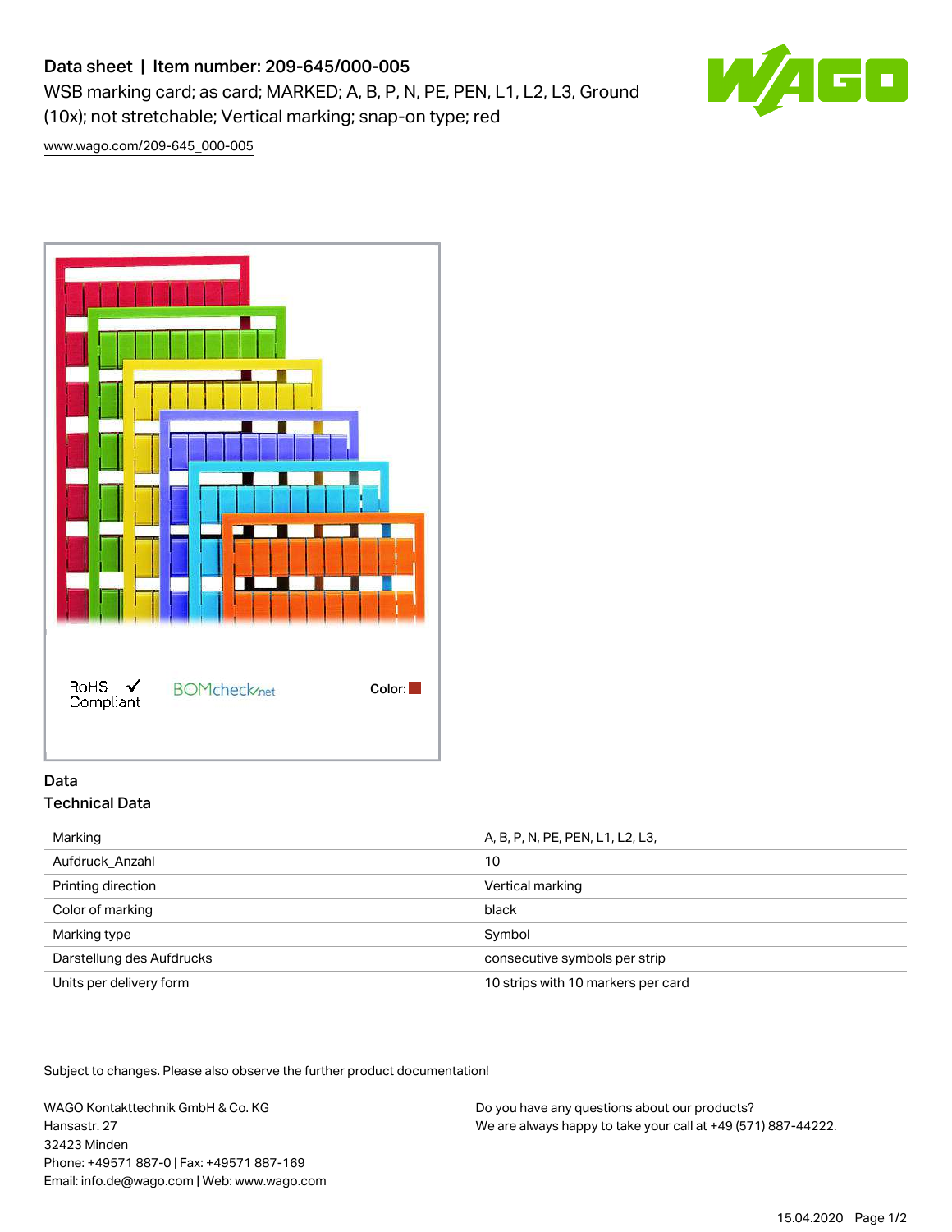# Data sheet | Item number: 209-645/000-005

WSB marking card; as card; MARKED; A, B, P, N, PE, PEN, L1, L2, L3, Ground (10x); not stretchable; Vertical marking; snap-on type; red

www.wago.com/209-645_000-005

RoHS ✓ Compliant

BOMcheck.net

Color:

## Data

### Technical Data

| | |
|---|---|
| Marking | A, B, P, N, PE, PEN, L1, L2, L3, |
| Aufdruck_Anzahl | 10 |
| Printing direction | Vertical marking |
| Color of marking | black |
| Marking type | Symbol |
| Darstellung des Aufdrucks | consecutive symbols per strip |
| Units per delivery form | 10 strips with 10 markers per card |

Subject to changes. Please also observe the further product documentation!

WAGO Kontakttechnik GmbH & Co. KG
Hansastr. 27
32423 Minden
Phone: +49571 887-0 | Fax: +49571 887-169
Email: info.de@wago.com | Web: www.wago.com

Do you have any questions about our products?
We are always happy to take your call at +49 (571) 887-44222.

15.04.2020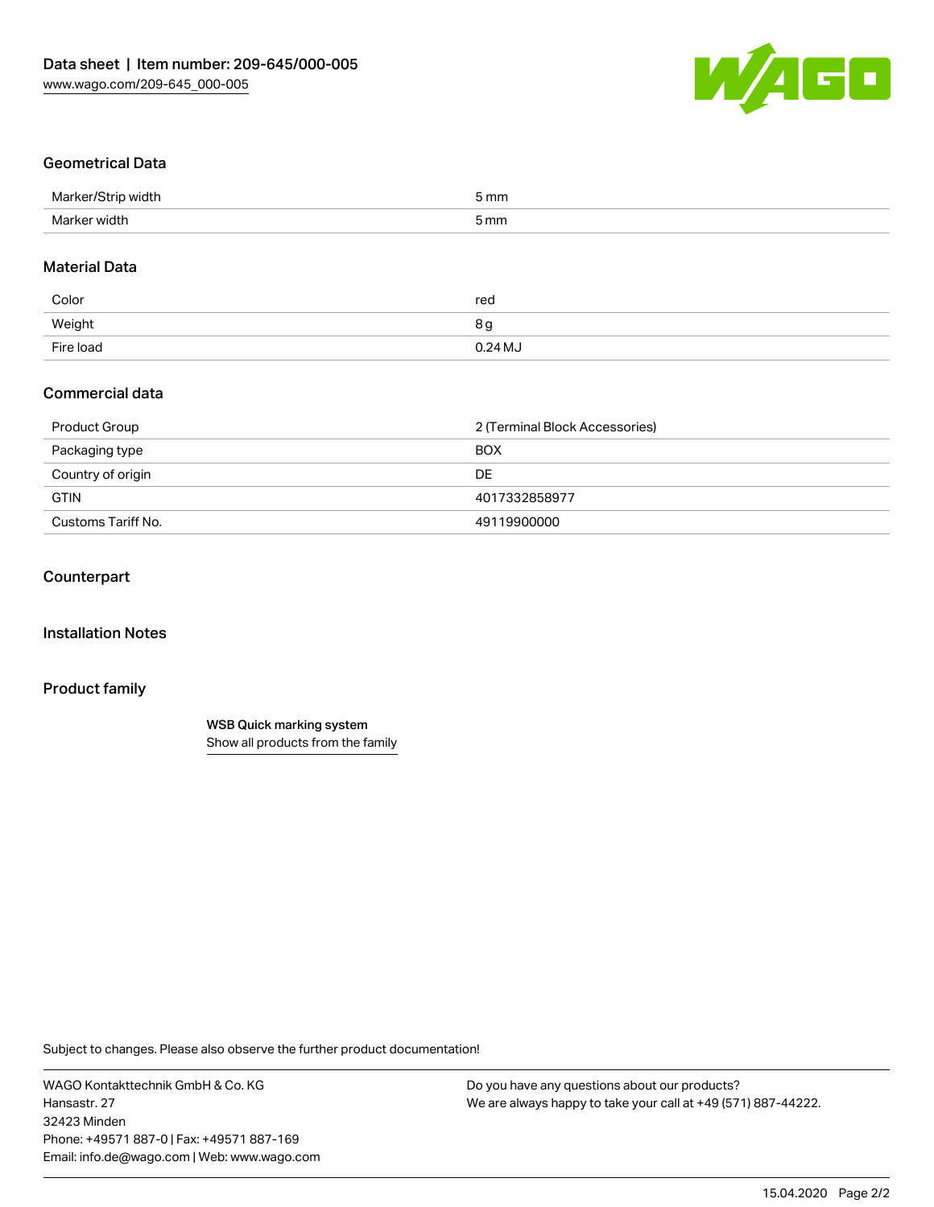Data sheet | Item number: 209-645/000-005
www.wago.com/209-645_000-005

## Geometrical Data

| | |
|---|---|
| Marker/Strip width | 5 mm |
| Marker width | 5 mm |

## Material Data

| | |
|---|---|
| Color | red |
| Weight | 8 g |
| Fire load | 0.24 MJ |

## Commercial data

| | |
|---|---|
| Product Group | 2 (Terminal Block Accessories) |
| Packaging type | BOX |
| Country of origin | DE |
| GTIN | 4017332858977 |
| Customs Tariff No. | 49119900000 |

## Counterpart

## Installation Notes

## Product family

**WSB Quick marking system**
Show all products from the family

Subject to changes. Please also observe the further product documentation!

WAGO Kontakttechnik GmbH & Co. KG
Hansastr. 27
32423 Minden
Phone: +49571 887-0 | Fax: +49571 887-169
Email: info.de@wago.com | Web: www.wago.com

Do you have any questions about our products?
We are always happy to take your call at +49 (571) 887-44222.

15.04.2020